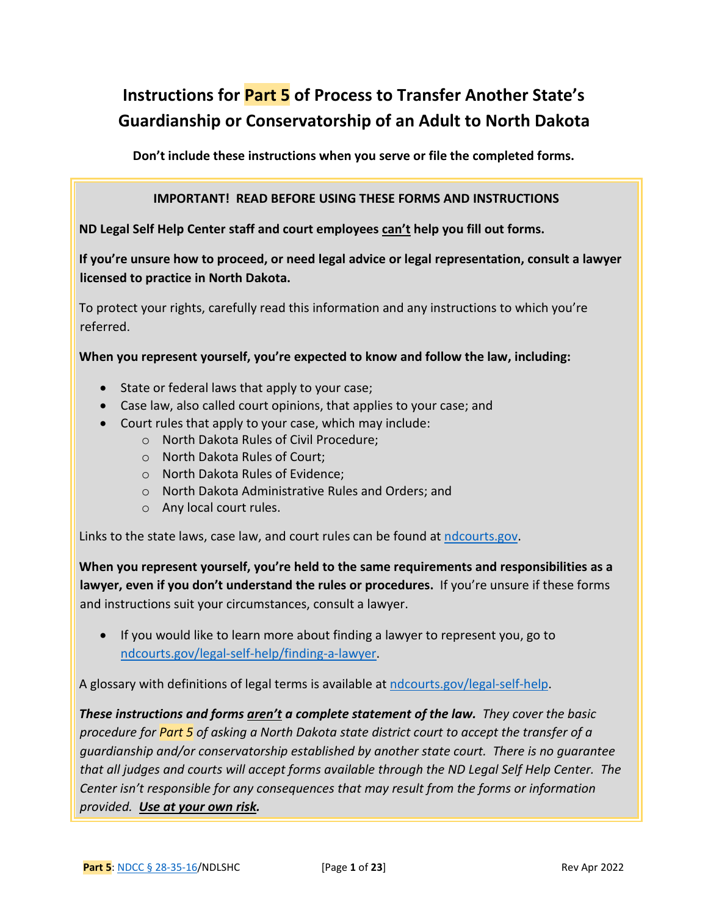# Instructions for Part 5 of Process to Transfer Another State's Guardianship or Conservatorship of an Adult to North Dakota

**Don't include these instructions when you serve or file the completed forms.**

**IMPORTANT! READ BEFORE USING THESE FORMS AND INSTRUCTIONS**

**ND Legal Self Help Center staff and court employees can't help you fill out forms.**

**If you're unsure how to proceed, or need legal advice or legal representation, consult a lawyer licensed to practice in North Dakota.**

To protect your rights, carefully read this information and any instructions to which you're referred.

**When you represent yourself, you're expected to know and follow the law, including:**

- State or federal laws that apply to your case;
- Case law, also called court opinions, that applies to your case; and
- Court rules that apply to your case, which may include:
  - North Dakota Rules of Civil Procedure;
  - North Dakota Rules of Court;
  - North Dakota Rules of Evidence;
  - North Dakota Administrative Rules and Orders; and
  - Any local court rules.

Links to the state laws, case law, and court rules can be found at ndcourts.gov.

**When you represent yourself, you're held to the same requirements and responsibilities as a lawyer, even if you don't understand the rules or procedures.** If you're unsure if these forms and instructions suit your circumstances, consult a lawyer.

- If you would like to learn more about finding a lawyer to represent you, go to ndcourts.gov/legal-self-help/finding-a-lawyer.

A glossary with definitions of legal terms is available at ndcourts.gov/legal-self-help.

***These instructions and forms aren't a complete statement of the law.*** *They cover the basic procedure for Part 5 of asking a North Dakota state district court to accept the transfer of a guardianship and/or conservatorship established by another state court. There is no guarantee that all judges and courts will accept forms available through the ND Legal Self Help Center. The Center isn't responsible for any consequences that may result from the forms or information provided.* ***Use at your own risk.***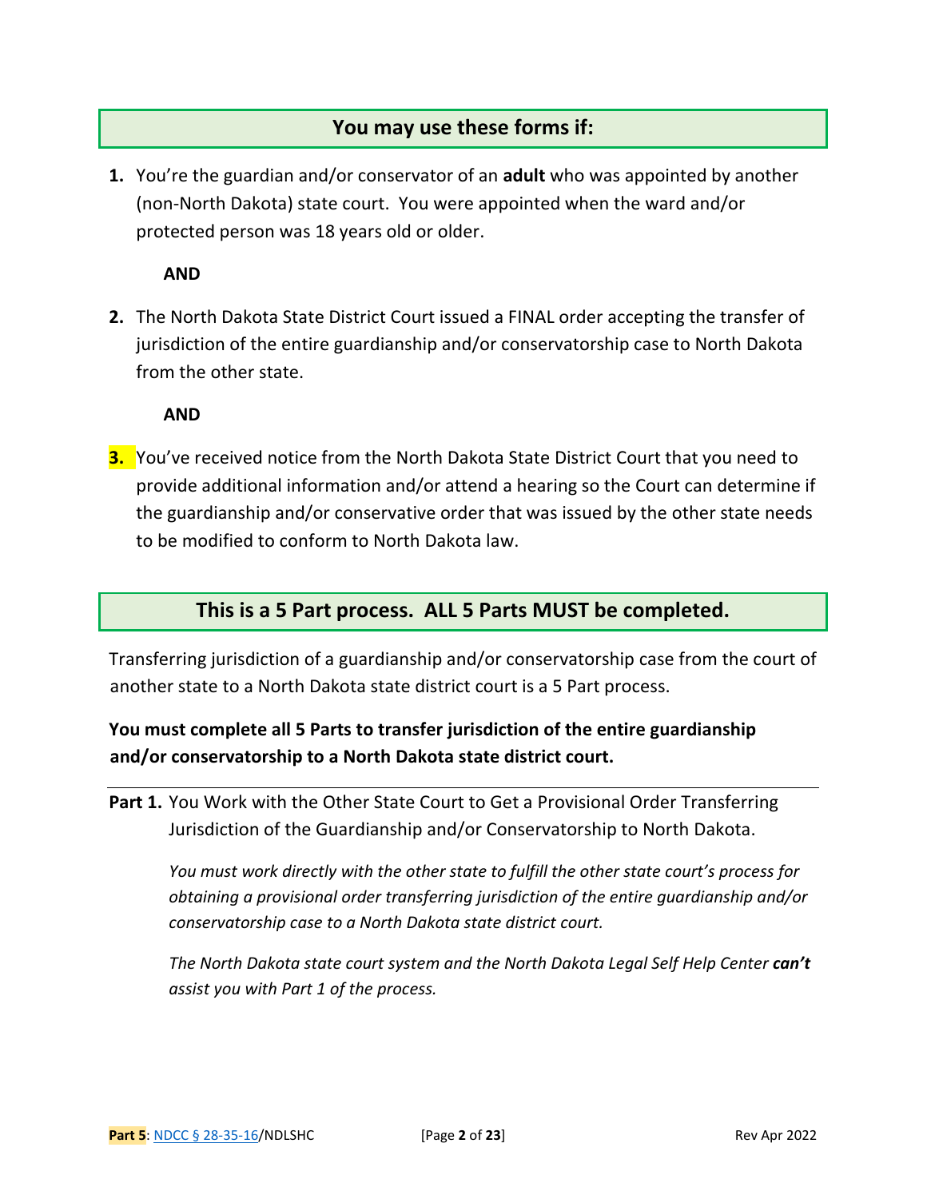## You may use these forms if:

1. You're the guardian and/or conservator of an **adult** who was appointed by another (non-North Dakota) state court. You were appointed when the ward and/or protected person was 18 years old or older.

   **AND**

2. The North Dakota State District Court issued a FINAL order accepting the transfer of jurisdiction of the entire guardianship and/or conservatorship case to North Dakota from the other state.

   **AND**

3. You've received notice from the North Dakota State District Court that you need to provide additional information and/or attend a hearing so the Court can determine if the guardianship and/or conservative order that was issued by the other state needs to be modified to conform to North Dakota law.

## This is a 5 Part process. ALL 5 Parts MUST be completed.

Transferring jurisdiction of a guardianship and/or conservatorship case from the court of another state to a North Dakota state district court is a 5 Part process.

**You must complete all 5 Parts to transfer jurisdiction of the entire guardianship and/or conservatorship to a North Dakota state district court.**

---

**Part 1.** You Work with the Other State Court to Get a Provisional Order Transferring Jurisdiction of the Guardianship and/or Conservatorship to North Dakota.

*You must work directly with the other state to fulfill the other state court's process for obtaining a provisional order transferring jurisdiction of the entire guardianship and/or conservatorship case to a North Dakota state district court.*

*The North Dakota state court system and the North Dakota Legal Self Help Center* ***can't*** *assist you with Part 1 of the process.*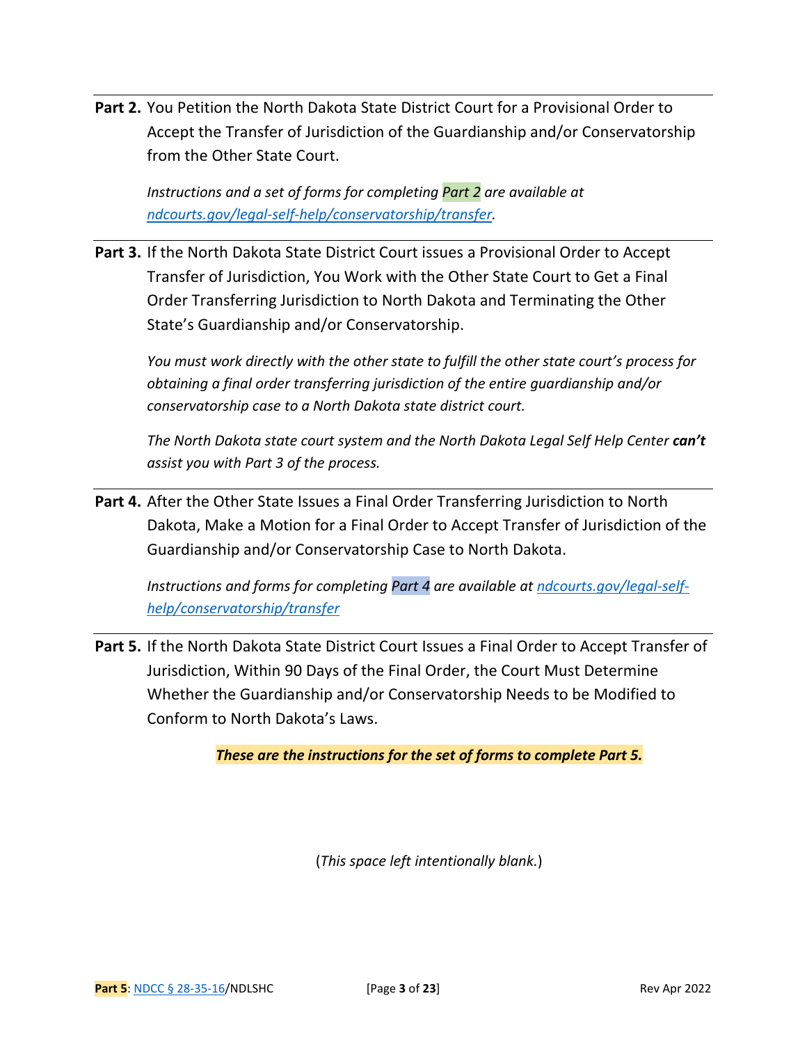**Part 2.** You Petition the North Dakota State District Court for a Provisional Order to Accept the Transfer of Jurisdiction of the Guardianship and/or Conservatorship from the Other State Court.

*Instructions and a set of forms for completing Part 2 are available at [ndcourts.gov/legal-self-help/conservatorship/transfer](ndcourts.gov/legal-self-help/conservatorship/transfer).*

---

**Part 3.** If the North Dakota State District Court issues a Provisional Order to Accept Transfer of Jurisdiction, You Work with the Other State Court to Get a Final Order Transferring Jurisdiction to North Dakota and Terminating the Other State's Guardianship and/or Conservatorship.

*You must work directly with the other state to fulfill the other state court's process for obtaining a final order transferring jurisdiction of the entire guardianship and/or conservatorship case to a North Dakota state district court.*

*The North Dakota state court system and the North Dakota Legal Self Help Center* ***can't*** *assist you with Part 3 of the process.*

---

**Part 4.** After the Other State Issues a Final Order Transferring Jurisdiction to North Dakota, Make a Motion for a Final Order to Accept Transfer of Jurisdiction of the Guardianship and/or Conservatorship Case to North Dakota.

*Instructions and forms for completing Part 4 are available at [ndcourts.gov/legal-self-help/conservatorship/transfer](ndcourts.gov/legal-self-help/conservatorship/transfer)*

---

**Part 5.** If the North Dakota State District Court Issues a Final Order to Accept Transfer of Jurisdiction, Within 90 Days of the Final Order, the Court Must Determine Whether the Guardianship and/or Conservatorship Needs to be Modified to Conform to North Dakota's Laws.

***These are the instructions for the set of forms to complete Part 5.***

(*This space left intentionally blank.*)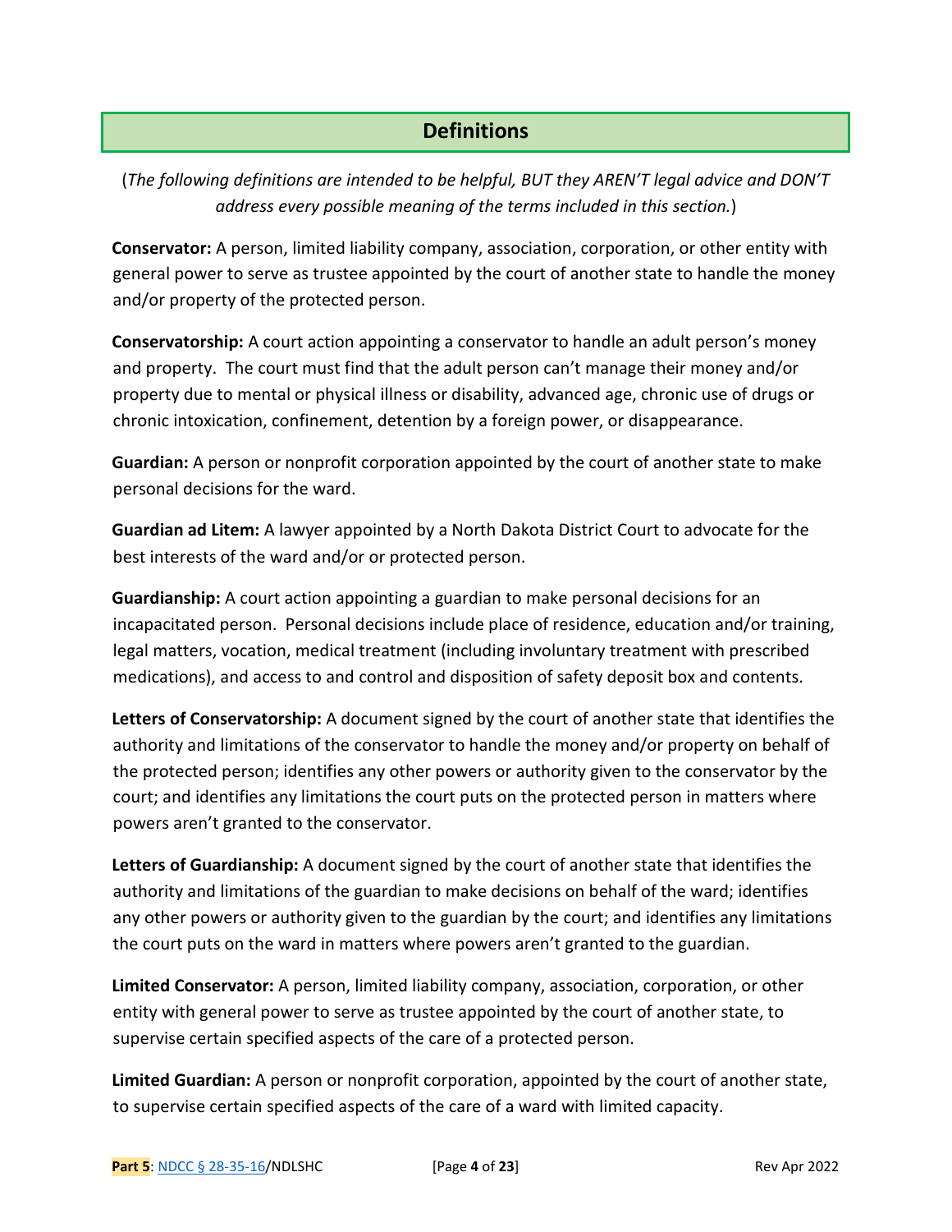## Definitions

(*The following definitions are intended to be helpful, BUT they AREN'T legal advice and DON'T address every possible meaning of the terms included in this section.*)

**Conservator:** A person, limited liability company, association, corporation, or other entity with general power to serve as trustee appointed by the court of another state to handle the money and/or property of the protected person.

**Conservatorship:** A court action appointing a conservator to handle an adult person's money and property. The court must find that the adult person can't manage their money and/or property due to mental or physical illness or disability, advanced age, chronic use of drugs or chronic intoxication, confinement, detention by a foreign power, or disappearance.

**Guardian:** A person or nonprofit corporation appointed by the court of another state to make personal decisions for the ward.

**Guardian ad Litem:** A lawyer appointed by a North Dakota District Court to advocate for the best interests of the ward and/or or protected person.

**Guardianship:** A court action appointing a guardian to make personal decisions for an incapacitated person. Personal decisions include place of residence, education and/or training, legal matters, vocation, medical treatment (including involuntary treatment with prescribed medications), and access to and control and disposition of safety deposit box and contents.

**Letters of Conservatorship:** A document signed by the court of another state that identifies the authority and limitations of the conservator to handle the money and/or property on behalf of the protected person; identifies any other powers or authority given to the conservator by the court; and identifies any limitations the court puts on the protected person in matters where powers aren't granted to the conservator.

**Letters of Guardianship:** A document signed by the court of another state that identifies the authority and limitations of the guardian to make decisions on behalf of the ward; identifies any other powers or authority given to the guardian by the court; and identifies any limitations the court puts on the ward in matters where powers aren't granted to the guardian.

**Limited Conservator:** A person, limited liability company, association, corporation, or other entity with general power to serve as trustee appointed by the court of another state, to supervise certain specified aspects of the care of a protected person.

**Limited Guardian:** A person or nonprofit corporation, appointed by the court of another state, to supervise certain specified aspects of the care of a ward with limited capacity.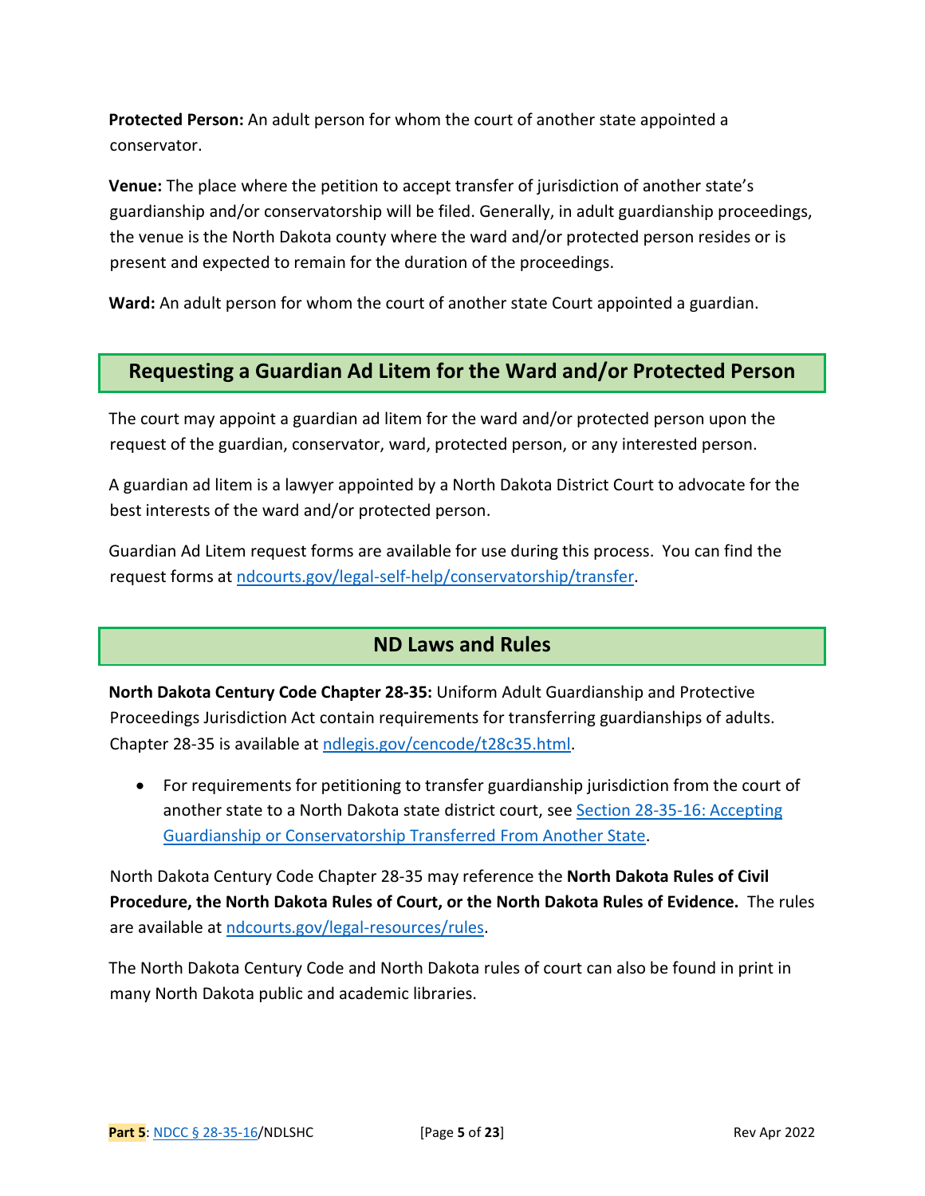**Protected Person:** An adult person for whom the court of another state appointed a conservator.

**Venue:** The place where the petition to accept transfer of jurisdiction of another state's guardianship and/or conservatorship will be filed. Generally, in adult guardianship proceedings, the venue is the North Dakota county where the ward and/or protected person resides or is present and expected to remain for the duration of the proceedings.

**Ward:** An adult person for whom the court of another state Court appointed a guardian.

## Requesting a Guardian Ad Litem for the Ward and/or Protected Person

The court may appoint a guardian ad litem for the ward and/or protected person upon the request of the guardian, conservator, ward, protected person, or any interested person.

A guardian ad litem is a lawyer appointed by a North Dakota District Court to advocate for the best interests of the ward and/or protected person.

Guardian Ad Litem request forms are available for use during this process. You can find the request forms at [ndcourts.gov/legal-self-help/conservatorship/transfer](ndcourts.gov/legal-self-help/conservatorship/transfer).

## ND Laws and Rules

**North Dakota Century Code Chapter 28-35:** Uniform Adult Guardianship and Protective Proceedings Jurisdiction Act contain requirements for transferring guardianships of adults. Chapter 28-35 is available at [ndlegis.gov/cencode/t28c35.html](ndlegis.gov/cencode/t28c35.html).

- For requirements for petitioning to transfer guardianship jurisdiction from the court of another state to a North Dakota state district court, see Section 28-35-16: Accepting Guardianship or Conservatorship Transferred From Another State.

North Dakota Century Code Chapter 28-35 may reference the **North Dakota Rules of Civil Procedure, the North Dakota Rules of Court, or the North Dakota Rules of Evidence.** The rules are available at [ndcourts.gov/legal-resources/rules](ndcourts.gov/legal-resources/rules).

The North Dakota Century Code and North Dakota rules of court can also be found in print in many North Dakota public and academic libraries.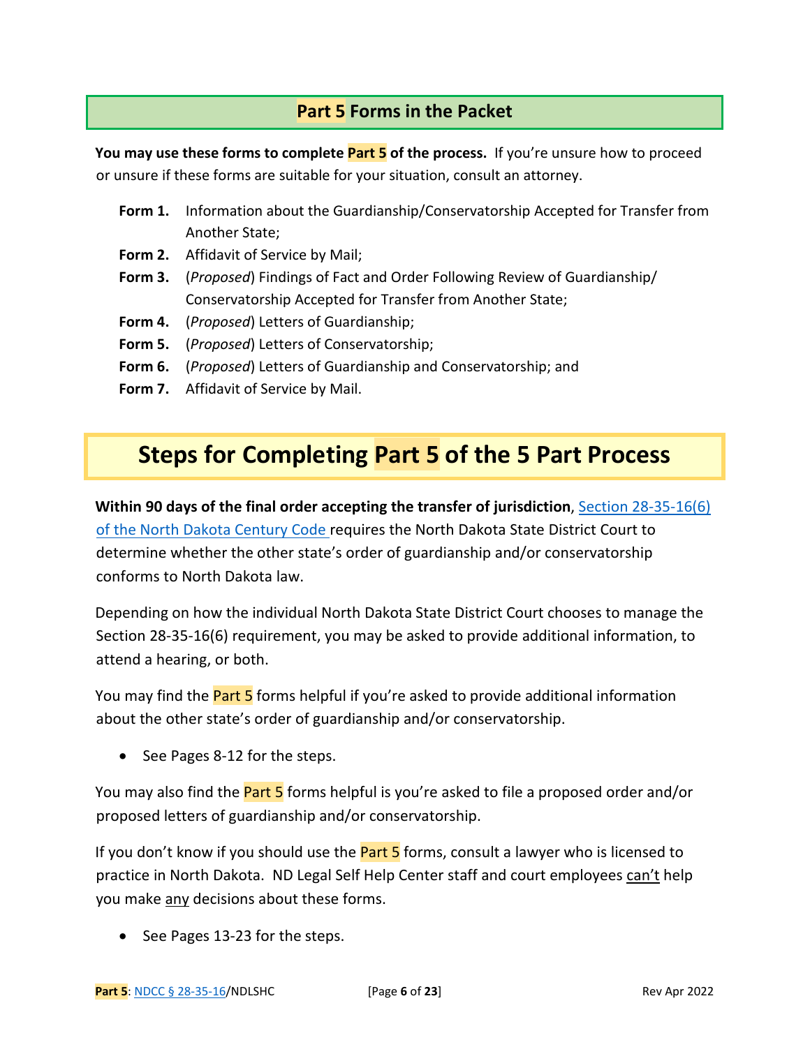## Part 5 Forms in the Packet

**You may use these forms to complete Part 5 of the process.** If you're unsure how to proceed or unsure if these forms are suitable for your situation, consult an attorney.

- **Form 1.** Information about the Guardianship/Conservatorship Accepted for Transfer from Another State;
- **Form 2.** Affidavit of Service by Mail;
- **Form 3.** (*Proposed*) Findings of Fact and Order Following Review of Guardianship/ Conservatorship Accepted for Transfer from Another State;
- **Form 4.** (*Proposed*) Letters of Guardianship;
- **Form 5.** (*Proposed*) Letters of Conservatorship;
- **Form 6.** (*Proposed*) Letters of Guardianship and Conservatorship; and
- **Form 7.** Affidavit of Service by Mail.

# Steps for Completing Part 5 of the 5 Part Process

**Within 90 days of the final order accepting the transfer of jurisdiction**, Section 28-35-16(6) of the North Dakota Century Code requires the North Dakota State District Court to determine whether the other state's order of guardianship and/or conservatorship conforms to North Dakota law.

Depending on how the individual North Dakota State District Court chooses to manage the Section 28-35-16(6) requirement, you may be asked to provide additional information, to attend a hearing, or both.

You may find the Part 5 forms helpful if you're asked to provide additional information about the other state's order of guardianship and/or conservatorship.

- See Pages 8-12 for the steps.

You may also find the Part 5 forms helpful is you're asked to file a proposed order and/or proposed letters of guardianship and/or conservatorship.

If you don't know if you should use the Part 5 forms, consult a lawyer who is licensed to practice in North Dakota. ND Legal Self Help Center staff and court employees can't help you make any decisions about these forms.

- See Pages 13-23 for the steps.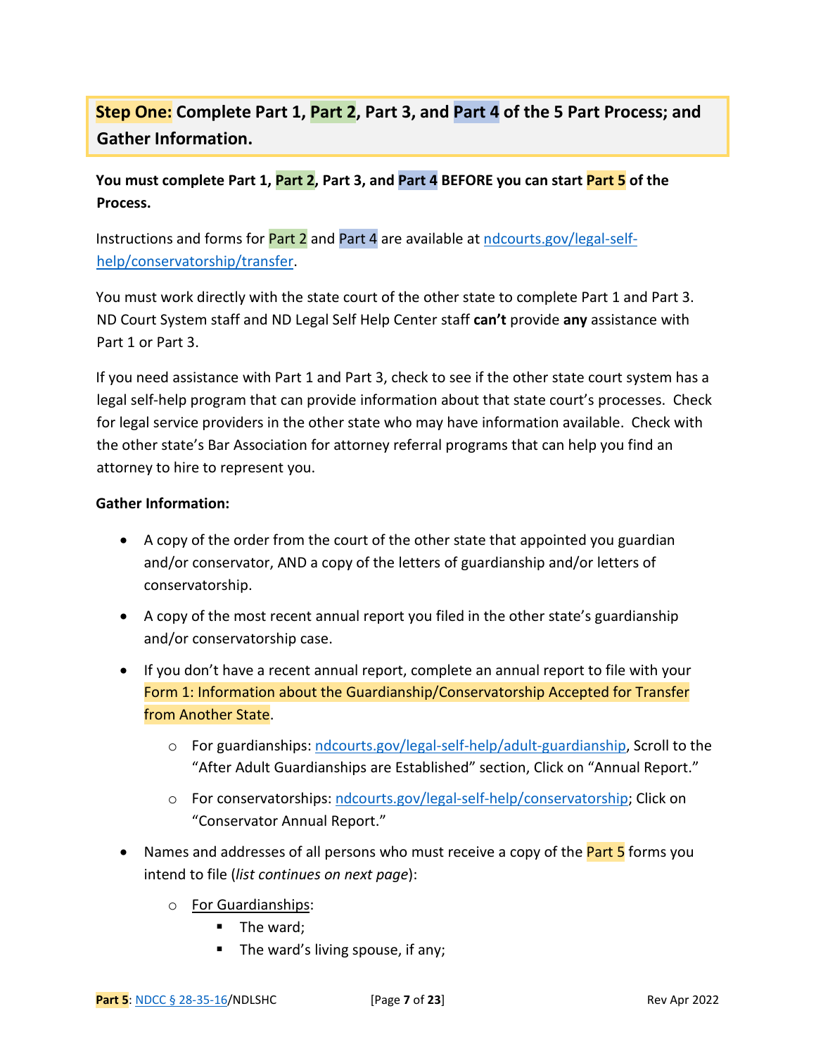## Step One: Complete Part 1, Part 2, Part 3, and Part 4 of the 5 Part Process; and Gather Information.

**You must complete Part 1, Part 2, Part 3, and Part 4 BEFORE you can start Part 5 of the Process.**

Instructions and forms for Part 2 and Part 4 are available at [ndcourts.gov/legal-self-help/conservatorship/transfer](ndcourts.gov/legal-self-help/conservatorship/transfer).

You must work directly with the state court of the other state to complete Part 1 and Part 3. ND Court System staff and ND Legal Self Help Center staff **can't** provide **any** assistance with Part 1 or Part 3.

If you need assistance with Part 1 and Part 3, check to see if the other state court system has a legal self-help program that can provide information about that state court's processes. Check for legal service providers in the other state who may have information available. Check with the other state's Bar Association for attorney referral programs that can help you find an attorney to hire to represent you.

**Gather Information:**

- A copy of the order from the court of the other state that appointed you guardian and/or conservator, AND a copy of the letters of guardianship and/or letters of conservatorship.
- A copy of the most recent annual report you filed in the other state's guardianship and/or conservatorship case.
- If you don't have a recent annual report, complete an annual report to file with your Form 1: Information about the Guardianship/Conservatorship Accepted for Transfer from Another State.
  - For guardianships: [ndcourts.gov/legal-self-help/adult-guardianship](ndcourts.gov/legal-self-help/adult-guardianship), Scroll to the "After Adult Guardianships are Established" section, Click on "Annual Report."
  - For conservatorships: [ndcourts.gov/legal-self-help/conservatorship](ndcourts.gov/legal-self-help/conservatorship); Click on "Conservator Annual Report."
- Names and addresses of all persons who must receive a copy of the Part 5 forms you intend to file (*list continues on next page*):
  - For Guardianships:
    - The ward;
    - The ward's living spouse, if any;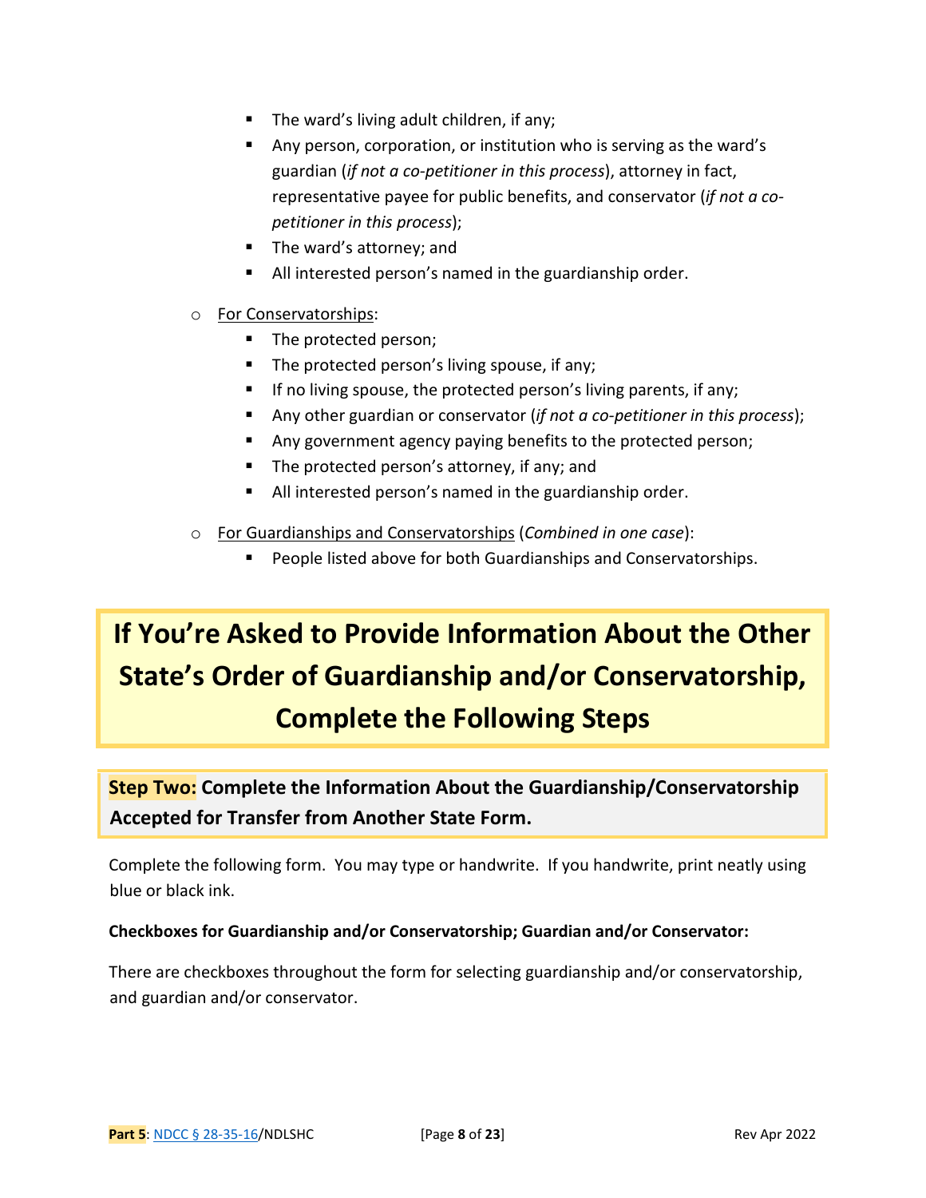- The ward's living adult children, if any;
   - Any person, corporation, or institution who is serving as the ward's guardian (*if not a co-petitioner in this process*), attorney in fact, representative payee for public benefits, and conservator (*if not a co-petitioner in this process*);
   - The ward's attorney; and
   - All interested person's named in the guardianship order.

- <u>For Conservatorships</u>:
   - The protected person;
   - The protected person's living spouse, if any;
   - If no living spouse, the protected person's living parents, if any;
   - Any other guardian or conservator (*if not a co-petitioner in this process*);
   - Any government agency paying benefits to the protected person;
   - The protected person's attorney, if any; and
   - All interested person's named in the guardianship order.

- <u>For Guardianships and Conservatorships</u> (*Combined in one case*):
   - People listed above for both Guardianships and Conservatorships.

# If You're Asked to Provide Information About the Other State's Order of Guardianship and/or Conservatorship, Complete the Following Steps

## Step Two: Complete the Information About the Guardianship/Conservatorship Accepted for Transfer from Another State Form.

Complete the following form. You may type or handwrite. If you handwrite, print neatly using blue or black ink.

**Checkboxes for Guardianship and/or Conservatorship; Guardian and/or Conservator:**

There are checkboxes throughout the form for selecting guardianship and/or conservatorship, and guardian and/or conservator.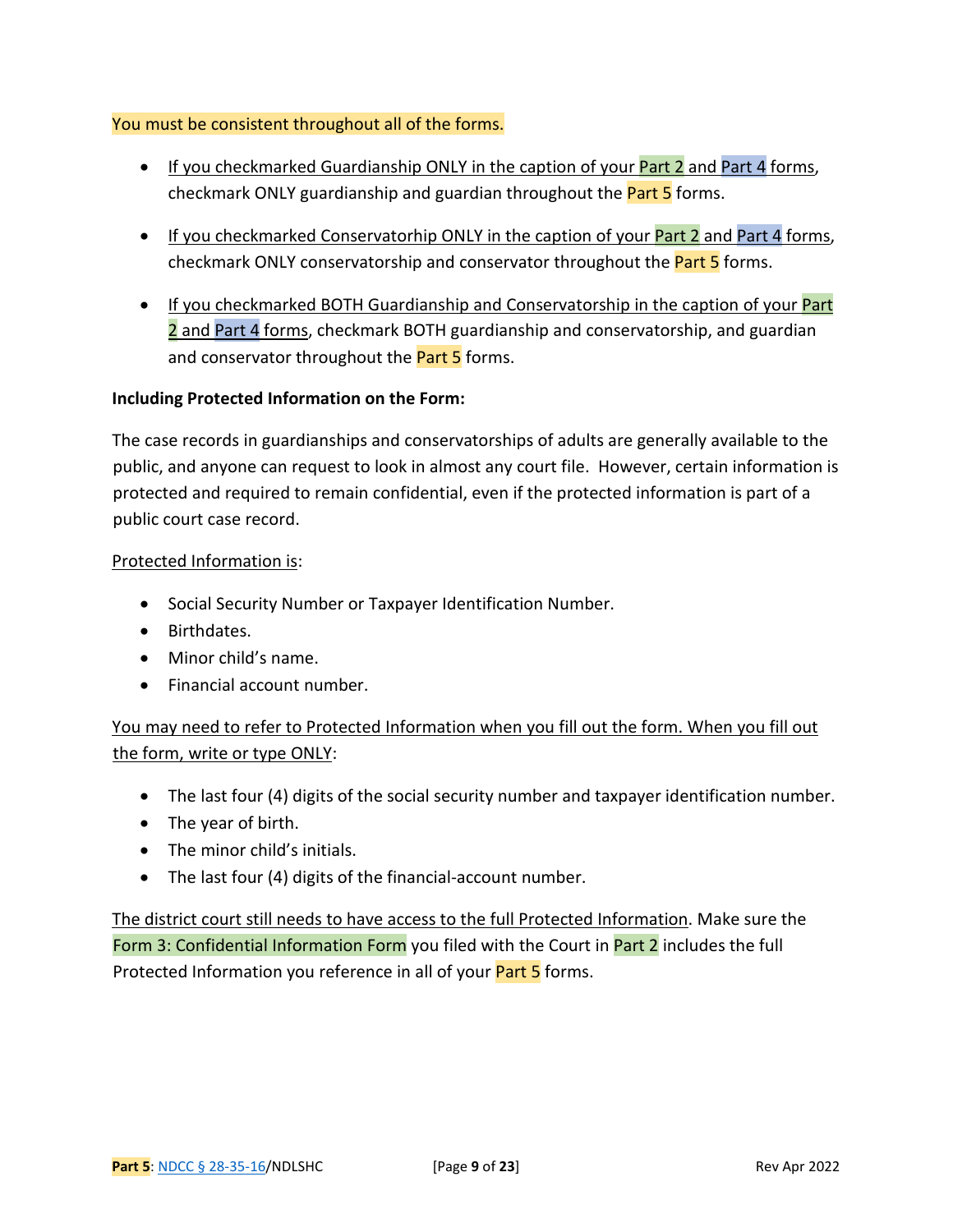You must be consistent throughout all of the forms.

- If you checkmarked Guardianship ONLY in the caption of your Part 2 and Part 4 forms, checkmark ONLY guardianship and guardian throughout the Part 5 forms.
- If you checkmarked Conservatorhip ONLY in the caption of your Part 2 and Part 4 forms, checkmark ONLY conservatorship and conservator throughout the Part 5 forms.
- If you checkmarked BOTH Guardianship and Conservatorship in the caption of your Part 2 and Part 4 forms, checkmark BOTH guardianship and conservatorship, and guardian and conservator throughout the Part 5 forms.

**Including Protected Information on the Form:**

The case records in guardianships and conservatorships of adults are generally available to the public, and anyone can request to look in almost any court file. However, certain information is protected and required to remain confidential, even if the protected information is part of a public court case record.

Protected Information is:

- Social Security Number or Taxpayer Identification Number.
- Birthdates.
- Minor child's name.
- Financial account number.

You may need to refer to Protected Information when you fill out the form. When you fill out the form, write or type ONLY:

- The last four (4) digits of the social security number and taxpayer identification number.
- The year of birth.
- The minor child's initials.
- The last four (4) digits of the financial-account number.

The district court still needs to have access to the full Protected Information. Make sure the Form 3: Confidential Information Form you filed with the Court in Part 2 includes the full Protected Information you reference in all of your Part 5 forms.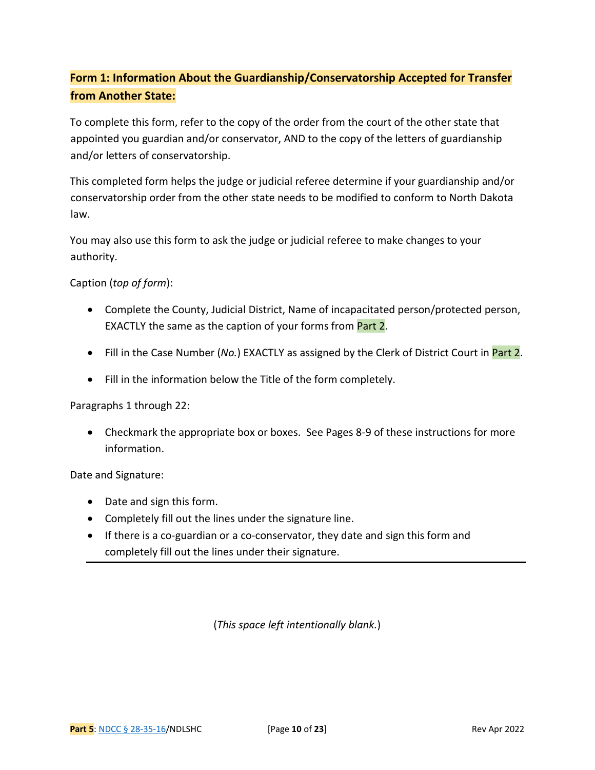## Form 1: Information About the Guardianship/Conservatorship Accepted for Transfer from Another State:

To complete this form, refer to the copy of the order from the court of the other state that appointed you guardian and/or conservator, AND to the copy of the letters of guardianship and/or letters of conservatorship.

This completed form helps the judge or judicial referee determine if your guardianship and/or conservatorship order from the other state needs to be modified to conform to North Dakota law.

You may also use this form to ask the judge or judicial referee to make changes to your authority.

Caption (*top of form*):

- Complete the County, Judicial District, Name of incapacitated person/protected person, EXACTLY the same as the caption of your forms from Part 2.
- Fill in the Case Number (*No.*) EXACTLY as assigned by the Clerk of District Court in Part 2.
- Fill in the information below the Title of the form completely.

Paragraphs 1 through 22:

- Checkmark the appropriate box or boxes. See Pages 8-9 of these instructions for more information.

Date and Signature:

- Date and sign this form.
- Completely fill out the lines under the signature line.
- If there is a co-guardian or a co-conservator, they date and sign this form and completely fill out the lines under their signature.

---

(*This space left intentionally blank.*)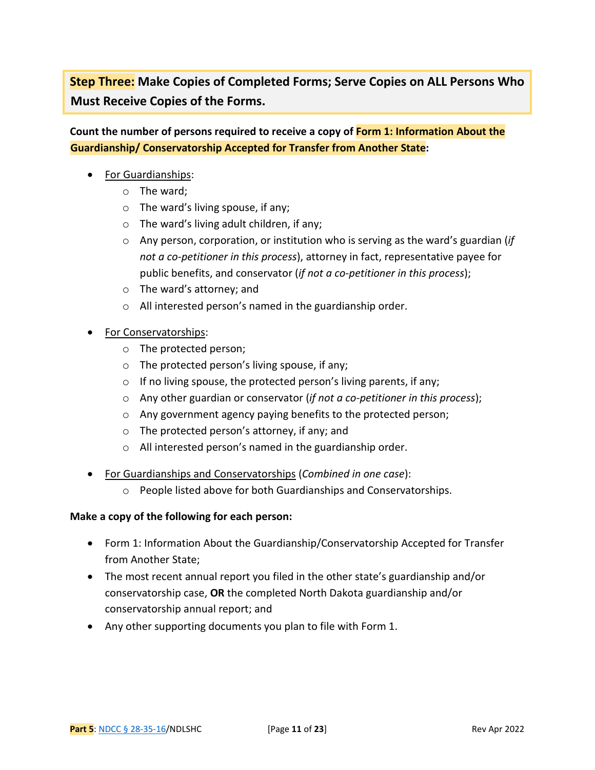## **Step Three:** Make Copies of Completed Forms; Serve Copies on ALL Persons Who Must Receive Copies of the Forms.

**Count the number of persons required to receive a copy of Form 1: Information About the Guardianship/ Conservatorship Accepted for Transfer from Another State:**

- For Guardianships:
  - The ward;
  - The ward's living spouse, if any;
  - The ward's living adult children, if any;
  - Any person, corporation, or institution who is serving as the ward's guardian (*if not a co-petitioner in this process*), attorney in fact, representative payee for public benefits, and conservator (*if not a co-petitioner in this process*);
  - The ward's attorney; and
  - All interested person's named in the guardianship order.

- For Conservatorships:
  - The protected person;
  - The protected person's living spouse, if any;
  - If no living spouse, the protected person's living parents, if any;
  - Any other guardian or conservator (*if not a co-petitioner in this process*);
  - Any government agency paying benefits to the protected person;
  - The protected person's attorney, if any; and
  - All interested person's named in the guardianship order.

- For Guardianships and Conservatorships (*Combined in one case*):
  - People listed above for both Guardianships and Conservatorships.

**Make a copy of the following for each person:**

- Form 1: Information About the Guardianship/Conservatorship Accepted for Transfer from Another State;
- The most recent annual report you filed in the other state's guardianship and/or conservatorship case, **OR** the completed North Dakota guardianship and/or conservatorship annual report; and
- Any other supporting documents you plan to file with Form 1.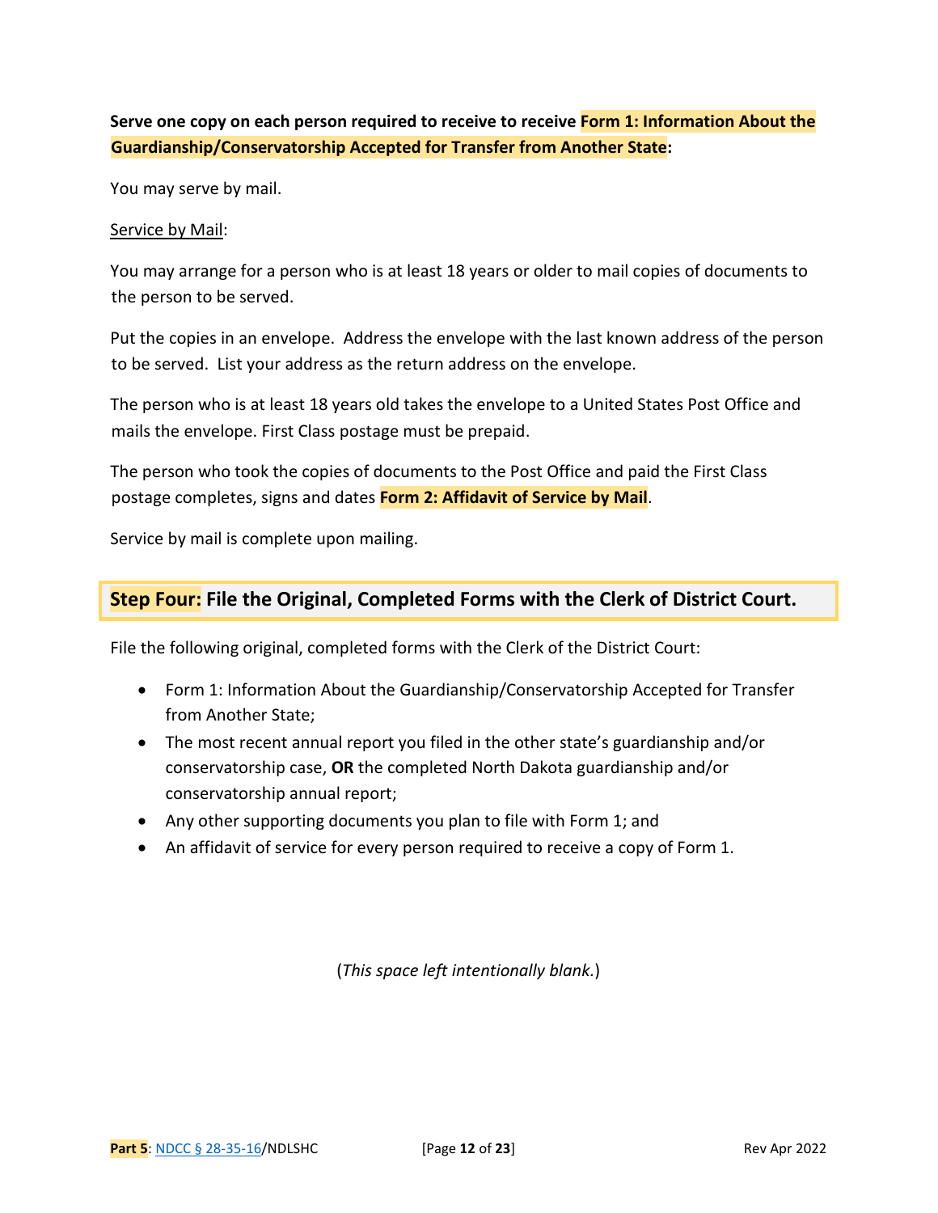**Serve one copy on each person required to receive to receive Form 1: Information About the Guardianship/Conservatorship Accepted for Transfer from Another State:**

You may serve by mail.

Service by Mail:

You may arrange for a person who is at least 18 years or older to mail copies of documents to the person to be served.

Put the copies in an envelope. Address the envelope with the last known address of the person to be served. List your address as the return address on the envelope.

The person who is at least 18 years old takes the envelope to a United States Post Office and mails the envelope. First Class postage must be prepaid.

The person who took the copies of documents to the Post Office and paid the First Class postage completes, signs and dates **Form 2: Affidavit of Service by Mail**.

Service by mail is complete upon mailing.

## Step Four: File the Original, Completed Forms with the Clerk of District Court.

File the following original, completed forms with the Clerk of the District Court:

- Form 1: Information About the Guardianship/Conservatorship Accepted for Transfer from Another State;
- The most recent annual report you filed in the other state's guardianship and/or conservatorship case, **OR** the completed North Dakota guardianship and/or conservatorship annual report;
- Any other supporting documents you plan to file with Form 1; and
- An affidavit of service for every person required to receive a copy of Form 1.

(*This space left intentionally blank.*)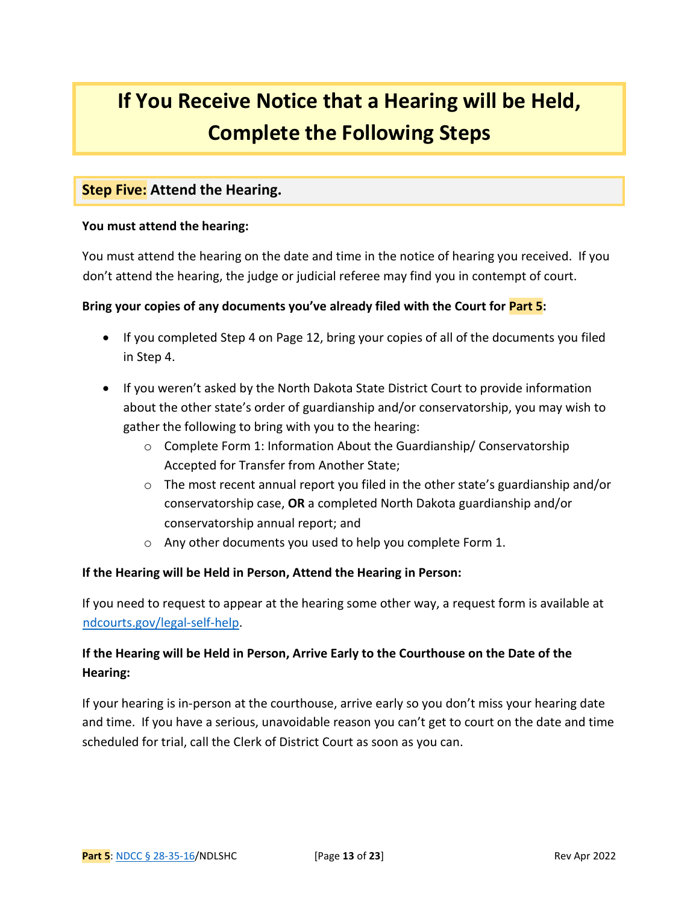# If You Receive Notice that a Hearing will be Held, Complete the Following Steps

## Step Five: Attend the Hearing.

**You must attend the hearing:**

You must attend the hearing on the date and time in the notice of hearing you received. If you don't attend the hearing, the judge or judicial referee may find you in contempt of court.

**Bring your copies of any documents you've already filed with the Court for Part 5:**

- If you completed Step 4 on Page 12, bring your copies of all of the documents you filed in Step 4.
- If you weren't asked by the North Dakota State District Court to provide information about the other state's order of guardianship and/or conservatorship, you may wish to gather the following to bring with you to the hearing:
  - Complete Form 1: Information About the Guardianship/ Conservatorship Accepted for Transfer from Another State;
  - The most recent annual report you filed in the other state's guardianship and/or conservatorship case, **OR** a completed North Dakota guardianship and/or conservatorship annual report; and
  - Any other documents you used to help you complete Form 1.

**If the Hearing will be Held in Person, Attend the Hearing in Person:**

If you need to request to appear at the hearing some other way, a request form is available at [ndcourts.gov/legal-self-help](ndcourts.gov/legal-self-help).

**If the Hearing will be Held in Person, Arrive Early to the Courthouse on the Date of the Hearing:**

If your hearing is in-person at the courthouse, arrive early so you don't miss your hearing date and time. If you have a serious, unavoidable reason you can't get to court on the date and time scheduled for trial, call the Clerk of District Court as soon as you can.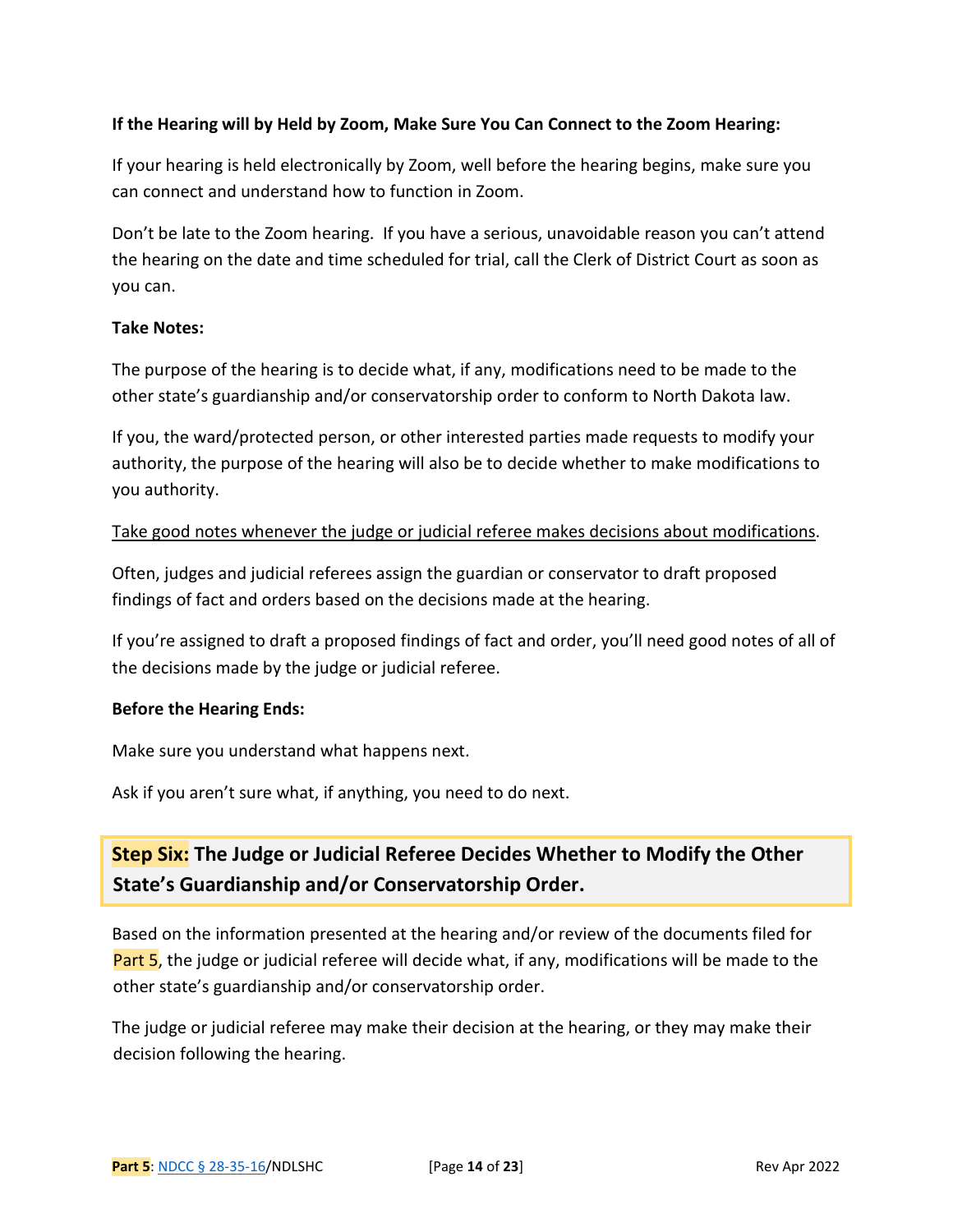**If the Hearing will by Held by Zoom, Make Sure You Can Connect to the Zoom Hearing:**

If your hearing is held electronically by Zoom, well before the hearing begins, make sure you can connect and understand how to function in Zoom.

Don't be late to the Zoom hearing. If you have a serious, unavoidable reason you can't attend the hearing on the date and time scheduled for trial, call the Clerk of District Court as soon as you can.

**Take Notes:**

The purpose of the hearing is to decide what, if any, modifications need to be made to the other state's guardianship and/or conservatorship order to conform to North Dakota law.

If you, the ward/protected person, or other interested parties made requests to modify your authority, the purpose of the hearing will also be to decide whether to make modifications to you authority.

<u>Take good notes whenever the judge or judicial referee makes decisions about modifications</u>.

Often, judges and judicial referees assign the guardian or conservator to draft proposed findings of fact and orders based on the decisions made at the hearing.

If you're assigned to draft a proposed findings of fact and order, you'll need good notes of all of the decisions made by the judge or judicial referee.

**Before the Hearing Ends:**

Make sure you understand what happens next.

Ask if you aren't sure what, if anything, you need to do next.

## Step Six: The Judge or Judicial Referee Decides Whether to Modify the Other State's Guardianship and/or Conservatorship Order.

Based on the information presented at the hearing and/or review of the documents filed for Part 5, the judge or judicial referee will decide what, if any, modifications will be made to the other state's guardianship and/or conservatorship order.

The judge or judicial referee may make their decision at the hearing, or they may make their decision following the hearing.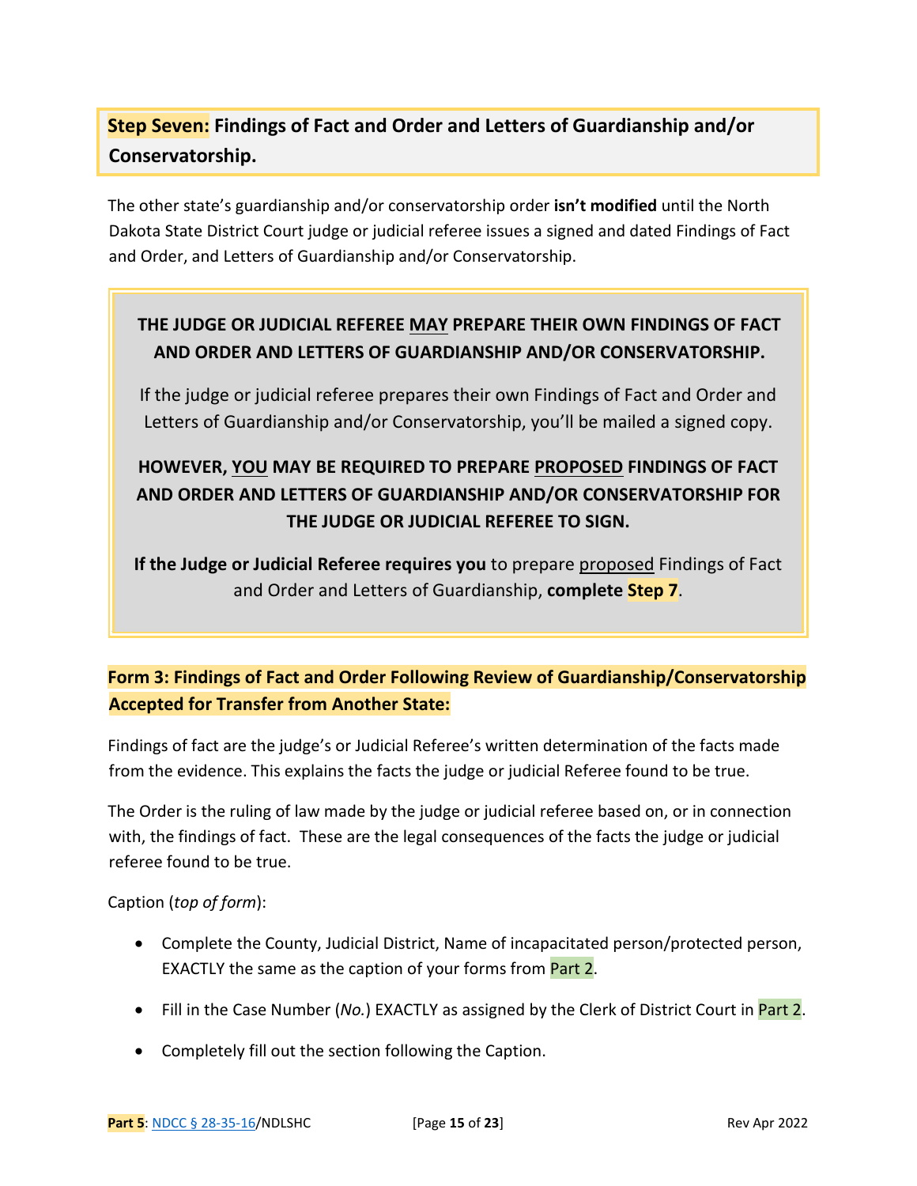## **Step Seven:** Findings of Fact and Order and Letters of Guardianship and/or Conservatorship.

The other state's guardianship and/or conservatorship order **isn't modified** until the North Dakota State District Court judge or judicial referee issues a signed and dated Findings of Fact and Order, and Letters of Guardianship and/or Conservatorship.

> **THE JUDGE OR JUDICIAL REFEREE MAY PREPARE THEIR OWN FINDINGS OF FACT AND ORDER AND LETTERS OF GUARDIANSHIP AND/OR CONSERVATORSHIP.**
>
> If the judge or judicial referee prepares their own Findings of Fact and Order and Letters of Guardianship and/or Conservatorship, you'll be mailed a signed copy.
>
> **HOWEVER, YOU MAY BE REQUIRED TO PREPARE PROPOSED FINDINGS OF FACT AND ORDER AND LETTERS OF GUARDIANSHIP AND/OR CONSERVATORSHIP FOR THE JUDGE OR JUDICIAL REFEREE TO SIGN.**
>
> **If the Judge or Judicial Referee requires you** to prepare proposed Findings of Fact and Order and Letters of Guardianship, **complete Step 7**.

### Form 3: Findings of Fact and Order Following Review of Guardianship/Conservatorship Accepted for Transfer from Another State:

Findings of fact are the judge's or Judicial Referee's written determination of the facts made from the evidence. This explains the facts the judge or judicial Referee found to be true.

The Order is the ruling of law made by the judge or judicial referee based on, or in connection with, the findings of fact. These are the legal consequences of the facts the judge or judicial referee found to be true.

Caption (*top of form*):

- Complete the County, Judicial District, Name of incapacitated person/protected person, EXACTLY the same as the caption of your forms from Part 2.
- Fill in the Case Number (*No.*) EXACTLY as assigned by the Clerk of District Court in Part 2.
- Completely fill out the section following the Caption.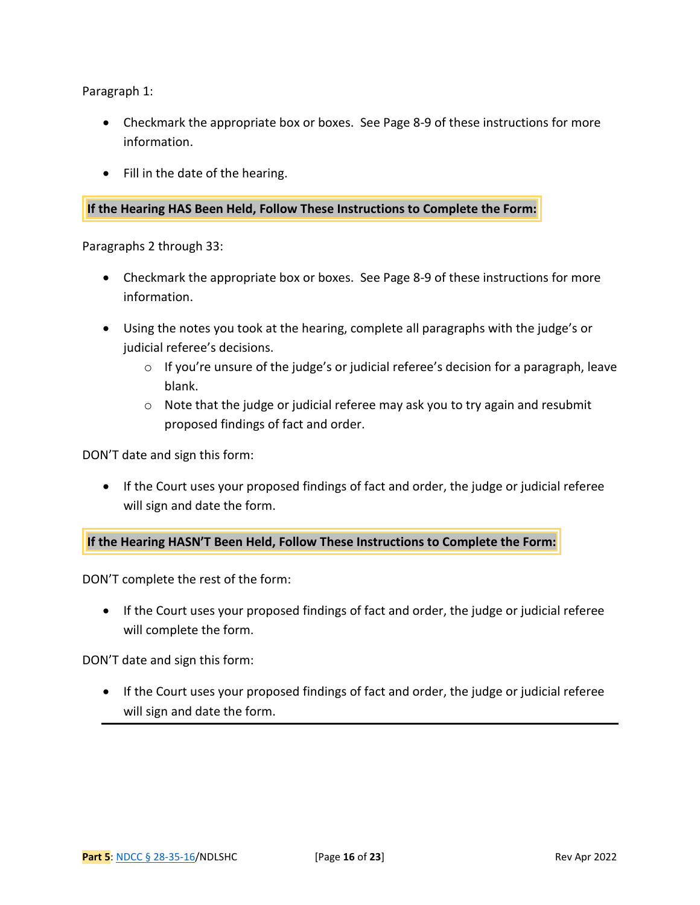Paragraph 1:

- Checkmark the appropriate box or boxes. See Page 8-9 of these instructions for more information.
- Fill in the date of the hearing.

**If the Hearing HAS Been Held, Follow These Instructions to Complete the Form:**

Paragraphs 2 through 33:

- Checkmark the appropriate box or boxes. See Page 8-9 of these instructions for more information.
- Using the notes you took at the hearing, complete all paragraphs with the judge's or judicial referee's decisions.
  - If you're unsure of the judge's or judicial referee's decision for a paragraph, leave blank.
  - Note that the judge or judicial referee may ask you to try again and resubmit proposed findings of fact and order.

DON'T date and sign this form:

- If the Court uses your proposed findings of fact and order, the judge or judicial referee will sign and date the form.

**If the Hearing HASN'T Been Held, Follow These Instructions to Complete the Form:**

DON'T complete the rest of the form:

- If the Court uses your proposed findings of fact and order, the judge or judicial referee will complete the form.

DON'T date and sign this form:

- If the Court uses your proposed findings of fact and order, the judge or judicial referee will sign and date the form.

---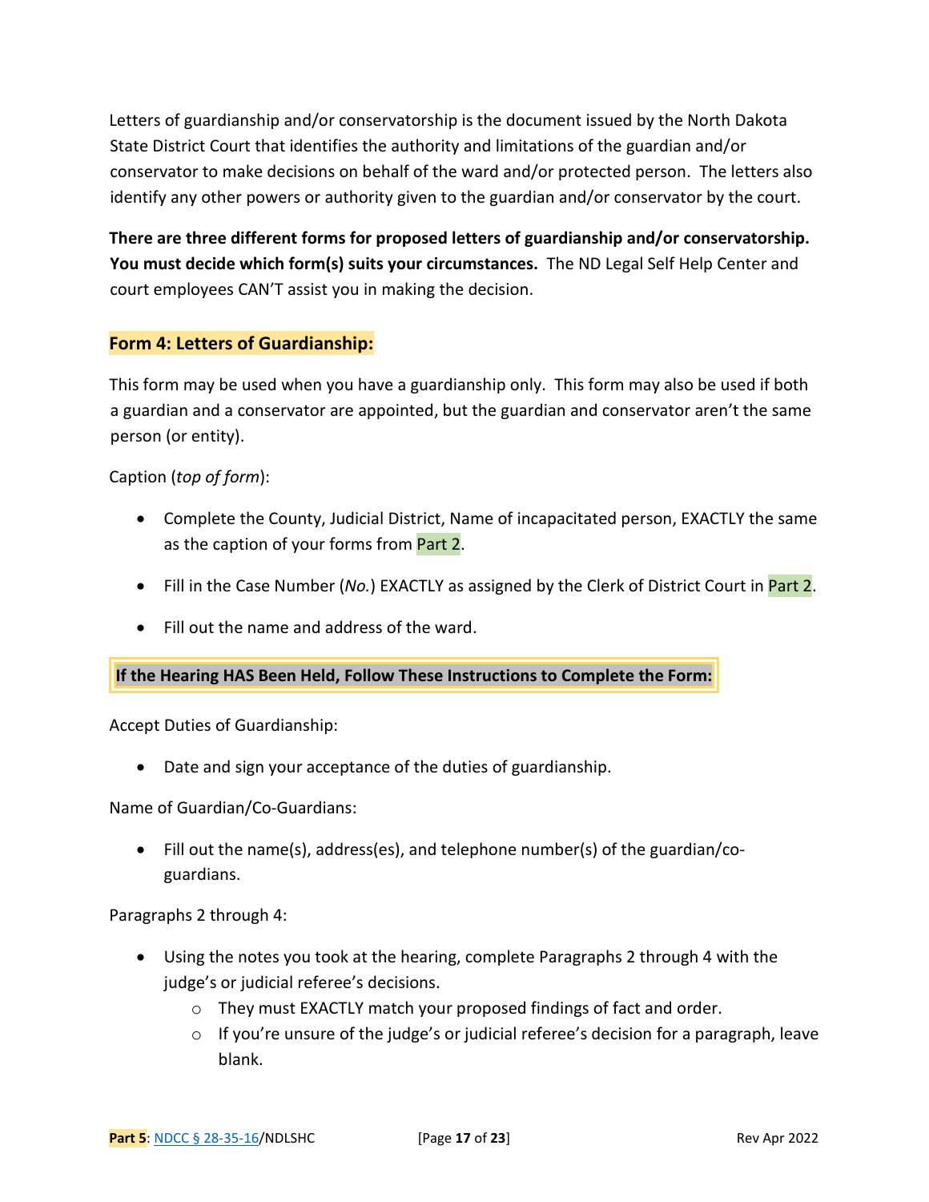Letters of guardianship and/or conservatorship is the document issued by the North Dakota State District Court that identifies the authority and limitations of the guardian and/or conservator to make decisions on behalf of the ward and/or protected person. The letters also identify any other powers or authority given to the guardian and/or conservator by the court.

**There are three different forms for proposed letters of guardianship and/or conservatorship. You must decide which form(s) suits your circumstances.** The ND Legal Self Help Center and court employees CAN'T assist you in making the decision.

### Form 4: Letters of Guardianship:

This form may be used when you have a guardianship only. This form may also be used if both a guardian and a conservator are appointed, but the guardian and conservator aren't the same person (or entity).

Caption (*top of form*):

- Complete the County, Judicial District, Name of incapacitated person, EXACTLY the same as the caption of your forms from Part 2.
- Fill in the Case Number (*No.*) EXACTLY as assigned by the Clerk of District Court in Part 2.
- Fill out the name and address of the ward.

**If the Hearing HAS Been Held, Follow These Instructions to Complete the Form:**

Accept Duties of Guardianship:

- Date and sign your acceptance of the duties of guardianship.

Name of Guardian/Co-Guardians:

- Fill out the name(s), address(es), and telephone number(s) of the guardian/co-guardians.

Paragraphs 2 through 4:

- Using the notes you took at the hearing, complete Paragraphs 2 through 4 with the judge's or judicial referee's decisions.
  - They must EXACTLY match your proposed findings of fact and order.
  - If you're unsure of the judge's or judicial referee's decision for a paragraph, leave blank.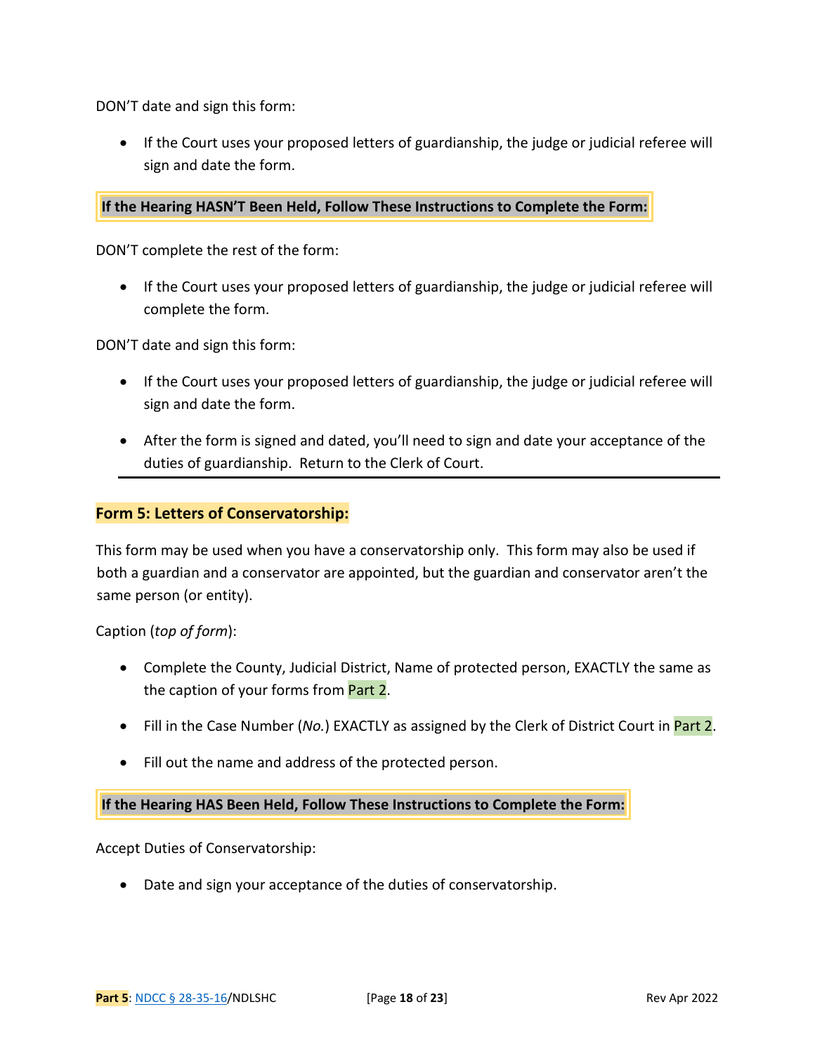DON'T date and sign this form:

- If the Court uses your proposed letters of guardianship, the judge or judicial referee will sign and date the form.

**If the Hearing HASN'T Been Held, Follow These Instructions to Complete the Form:**

DON'T complete the rest of the form:

- If the Court uses your proposed letters of guardianship, the judge or judicial referee will complete the form.

DON'T date and sign this form:

- If the Court uses your proposed letters of guardianship, the judge or judicial referee will sign and date the form.
- After the form is signed and dated, you'll need to sign and date your acceptance of the duties of guardianship. Return to the Clerk of Court.

---

## Form 5: Letters of Conservatorship:

This form may be used when you have a conservatorship only. This form may also be used if both a guardian and a conservator are appointed, but the guardian and conservator aren't the same person (or entity).

Caption (*top of form*):

- Complete the County, Judicial District, Name of protected person, EXACTLY the same as the caption of your forms from Part 2.
- Fill in the Case Number (*No.*) EXACTLY as assigned by the Clerk of District Court in Part 2.
- Fill out the name and address of the protected person.

**If the Hearing HAS Been Held, Follow These Instructions to Complete the Form:**

Accept Duties of Conservatorship:

- Date and sign your acceptance of the duties of conservatorship.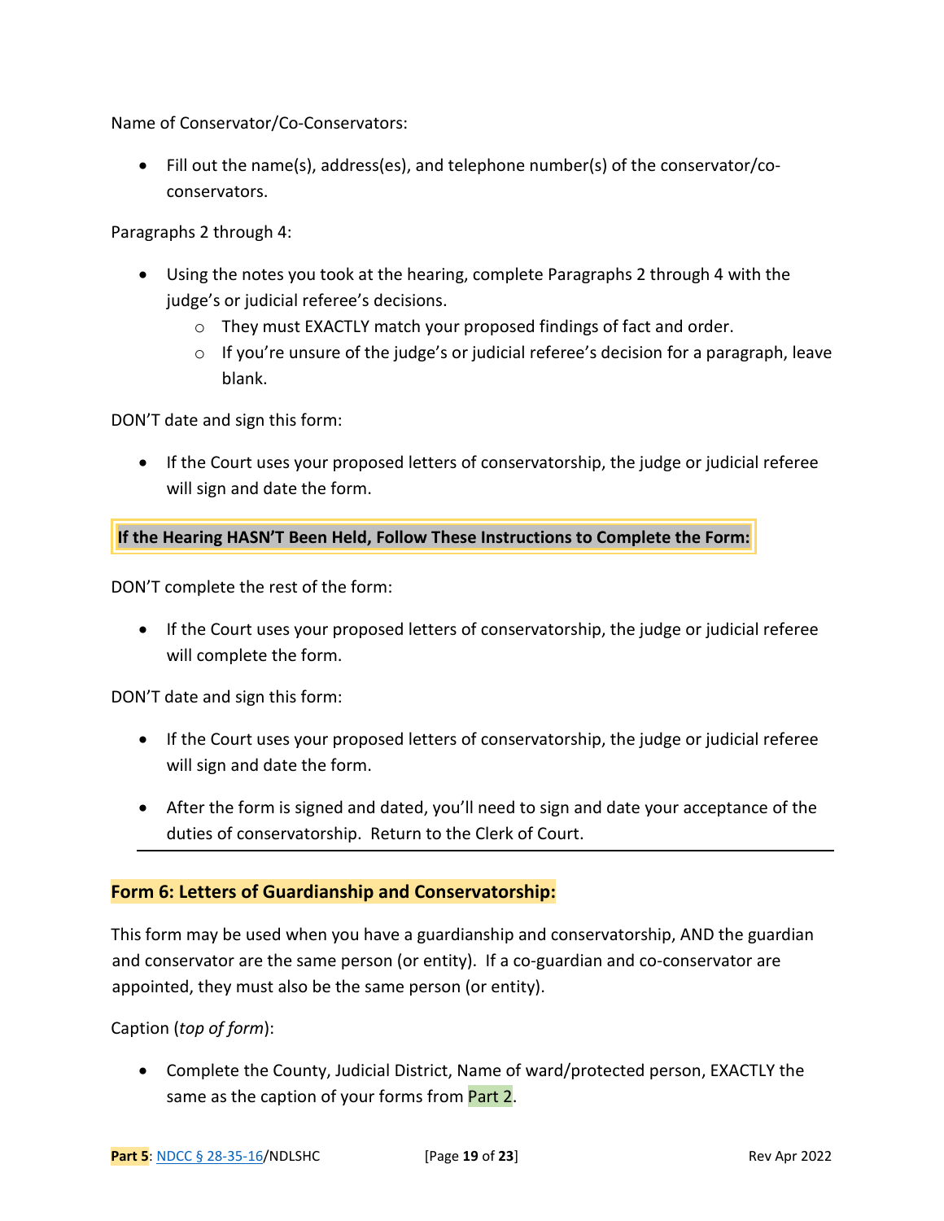Name of Conservator/Co-Conservators:

- Fill out the name(s), address(es), and telephone number(s) of the conservator/co-conservators.

Paragraphs 2 through 4:

- Using the notes you took at the hearing, complete Paragraphs 2 through 4 with the judge's or judicial referee's decisions.
  - They must EXACTLY match your proposed findings of fact and order.
  - If you're unsure of the judge's or judicial referee's decision for a paragraph, leave blank.

DON'T date and sign this form:

- If the Court uses your proposed letters of conservatorship, the judge or judicial referee will sign and date the form.

**If the Hearing HASN'T Been Held, Follow These Instructions to Complete the Form:**

DON'T complete the rest of the form:

- If the Court uses your proposed letters of conservatorship, the judge or judicial referee will complete the form.

DON'T date and sign this form:

- If the Court uses your proposed letters of conservatorship, the judge or judicial referee will sign and date the form.

- After the form is signed and dated, you'll need to sign and date your acceptance of the duties of conservatorship. Return to the Clerk of Court.

---

## Form 6: Letters of Guardianship and Conservatorship:

This form may be used when you have a guardianship and conservatorship, AND the guardian and conservator are the same person (or entity). If a co-guardian and co-conservator are appointed, they must also be the same person (or entity).

Caption (*top of form*):

- Complete the County, Judicial District, Name of ward/protected person, EXACTLY the same as the caption of your forms from Part 2.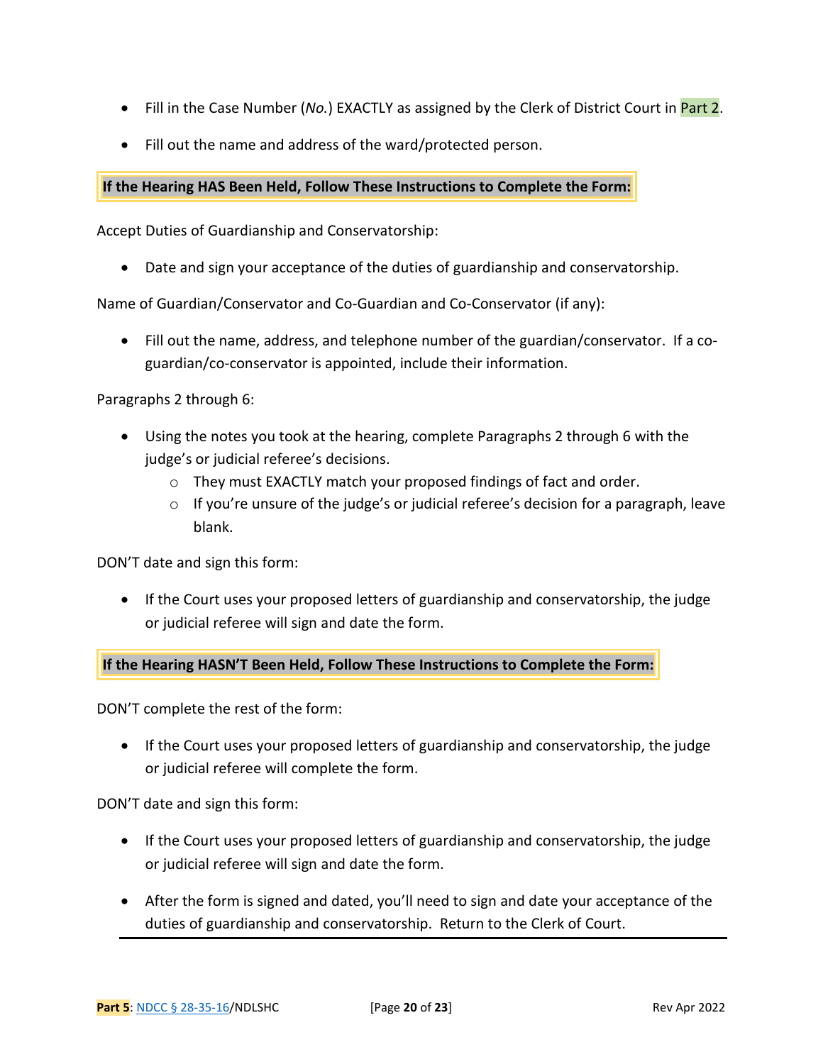- Fill in the Case Number (*No.*) EXACTLY as assigned by the Clerk of District Court in Part 2.
- Fill out the name and address of the ward/protected person.

**If the Hearing HAS Been Held, Follow These Instructions to Complete the Form:**

Accept Duties of Guardianship and Conservatorship:

- Date and sign your acceptance of the duties of guardianship and conservatorship.

Name of Guardian/Conservator and Co-Guardian and Co-Conservator (if any):

- Fill out the name, address, and telephone number of the guardian/conservator. If a co-guardian/co-conservator is appointed, include their information.

Paragraphs 2 through 6:

- Using the notes you took at the hearing, complete Paragraphs 2 through 6 with the judge's or judicial referee's decisions.
  - They must EXACTLY match your proposed findings of fact and order.
  - If you're unsure of the judge's or judicial referee's decision for a paragraph, leave blank.

DON'T date and sign this form:

- If the Court uses your proposed letters of guardianship and conservatorship, the judge or judicial referee will sign and date the form.

**If the Hearing HASN'T Been Held, Follow These Instructions to Complete the Form:**

DON'T complete the rest of the form:

- If the Court uses your proposed letters of guardianship and conservatorship, the judge or judicial referee will complete the form.

DON'T date and sign this form:

- If the Court uses your proposed letters of guardianship and conservatorship, the judge or judicial referee will sign and date the form.
- After the form is signed and dated, you'll need to sign and date your acceptance of the duties of guardianship and conservatorship. Return to the Clerk of Court.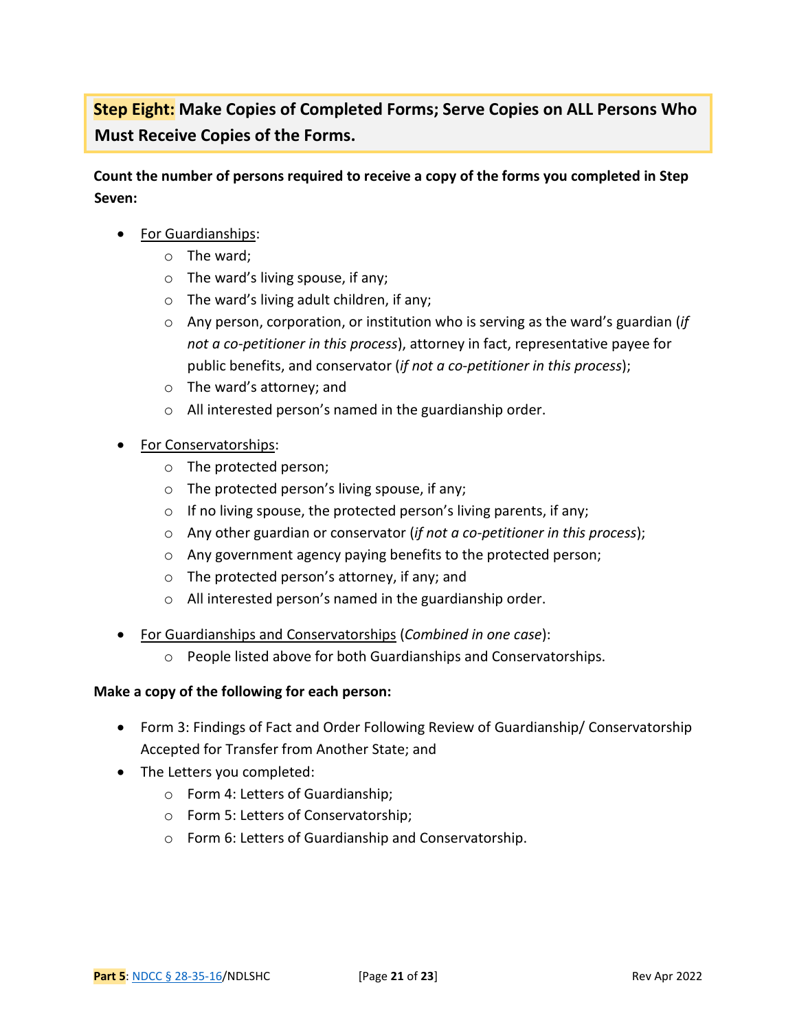## **Step Eight:** Make Copies of Completed Forms; Serve Copies on ALL Persons Who Must Receive Copies of the Forms.

**Count the number of persons required to receive a copy of the forms you completed in Step Seven:**

- For Guardianships:
  - The ward;
  - The ward's living spouse, if any;
  - The ward's living adult children, if any;
  - Any person, corporation, or institution who is serving as the ward's guardian (*if not a co-petitioner in this process*), attorney in fact, representative payee for public benefits, and conservator (*if not a co-petitioner in this process*);
  - The ward's attorney; and
  - All interested person's named in the guardianship order.
- For Conservatorships:
  - The protected person;
  - The protected person's living spouse, if any;
  - If no living spouse, the protected person's living parents, if any;
  - Any other guardian or conservator (*if not a co-petitioner in this process*);
  - Any government agency paying benefits to the protected person;
  - The protected person's attorney, if any; and
  - All interested person's named in the guardianship order.
- For Guardianships and Conservatorships (*Combined in one case*):
  - People listed above for both Guardianships and Conservatorships.

**Make a copy of the following for each person:**

- Form 3: Findings of Fact and Order Following Review of Guardianship/ Conservatorship Accepted for Transfer from Another State; and
- The Letters you completed:
  - Form 4: Letters of Guardianship;
  - Form 5: Letters of Conservatorship;
  - Form 6: Letters of Guardianship and Conservatorship.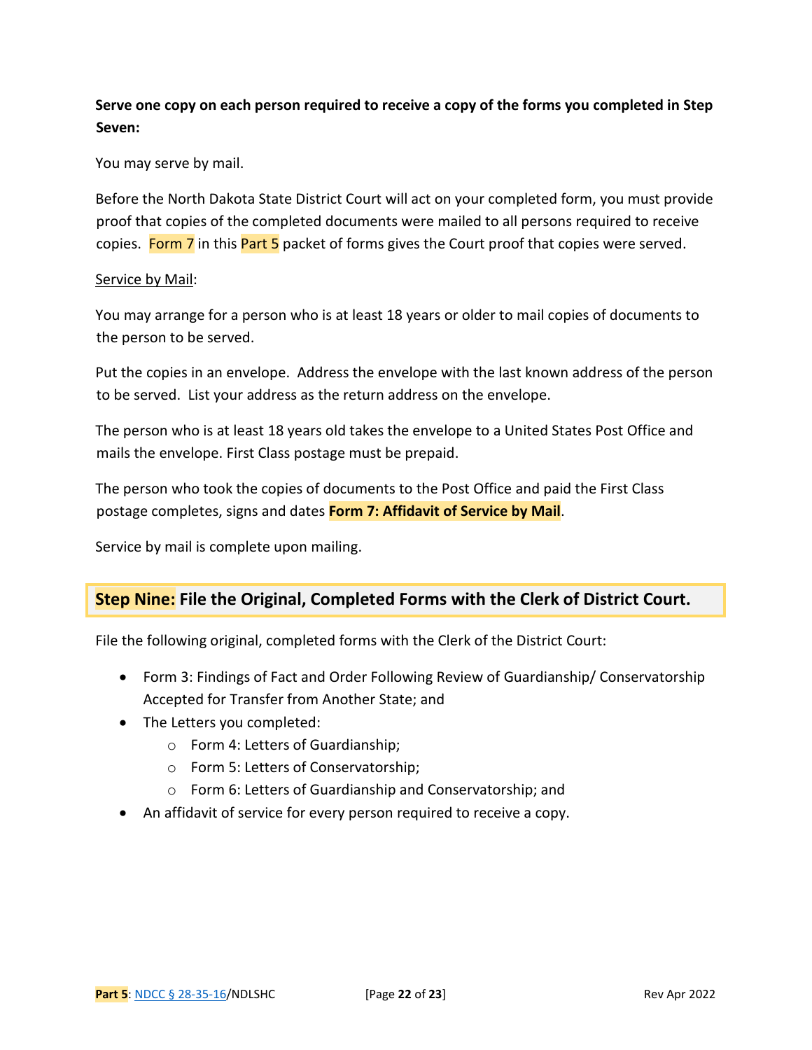**Serve one copy on each person required to receive a copy of the forms you completed in Step Seven:**

You may serve by mail.

Before the North Dakota State District Court will act on your completed form, you must provide proof that copies of the completed documents were mailed to all persons required to receive copies. Form 7 in this Part 5 packet of forms gives the Court proof that copies were served.

Service by Mail:

You may arrange for a person who is at least 18 years or older to mail copies of documents to the person to be served.

Put the copies in an envelope. Address the envelope with the last known address of the person to be served. List your address as the return address on the envelope.

The person who is at least 18 years old takes the envelope to a United States Post Office and mails the envelope. First Class postage must be prepaid.

The person who took the copies of documents to the Post Office and paid the First Class postage completes, signs and dates **Form 7: Affidavit of Service by Mail**.

Service by mail is complete upon mailing.

## Step Nine: File the Original, Completed Forms with the Clerk of District Court.

File the following original, completed forms with the Clerk of the District Court:

- Form 3: Findings of Fact and Order Following Review of Guardianship/ Conservatorship Accepted for Transfer from Another State; and
- The Letters you completed:
    - Form 4: Letters of Guardianship;
    - Form 5: Letters of Conservatorship;
    - Form 6: Letters of Guardianship and Conservatorship; and
- An affidavit of service for every person required to receive a copy.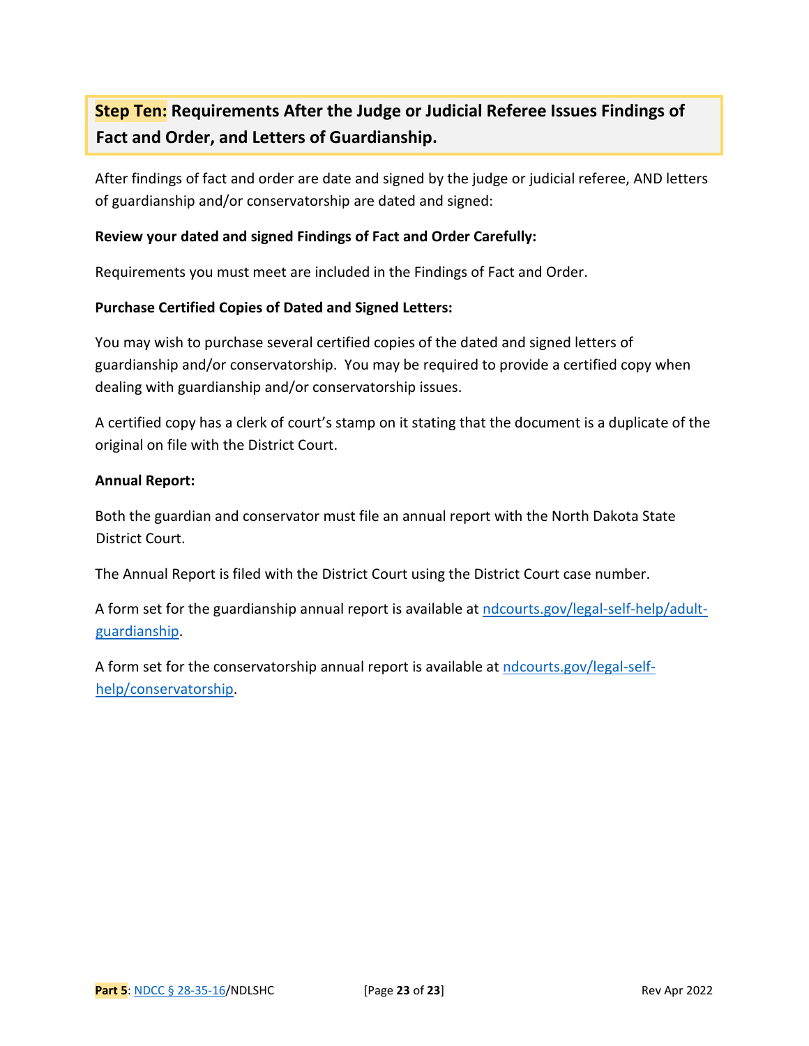## **Step Ten:** Requirements After the Judge or Judicial Referee Issues Findings of Fact and Order, and Letters of Guardianship.

After findings of fact and order are date and signed by the judge or judicial referee, AND letters of guardianship and/or conservatorship are dated and signed:

**Review your dated and signed Findings of Fact and Order Carefully:**

Requirements you must meet are included in the Findings of Fact and Order.

**Purchase Certified Copies of Dated and Signed Letters:**

You may wish to purchase several certified copies of the dated and signed letters of guardianship and/or conservatorship. You may be required to provide a certified copy when dealing with guardianship and/or conservatorship issues.

A certified copy has a clerk of court's stamp on it stating that the document is a duplicate of the original on file with the District Court.

**Annual Report:**

Both the guardian and conservator must file an annual report with the North Dakota State District Court.

The Annual Report is filed with the District Court using the District Court case number.

A form set for the guardianship annual report is available at [ndcourts.gov/legal-self-help/adult-guardianship](ndcourts.gov/legal-self-help/adult-guardianship).

A form set for the conservatorship annual report is available at [ndcourts.gov/legal-self-help/conservatorship](ndcourts.gov/legal-self-help/conservatorship).